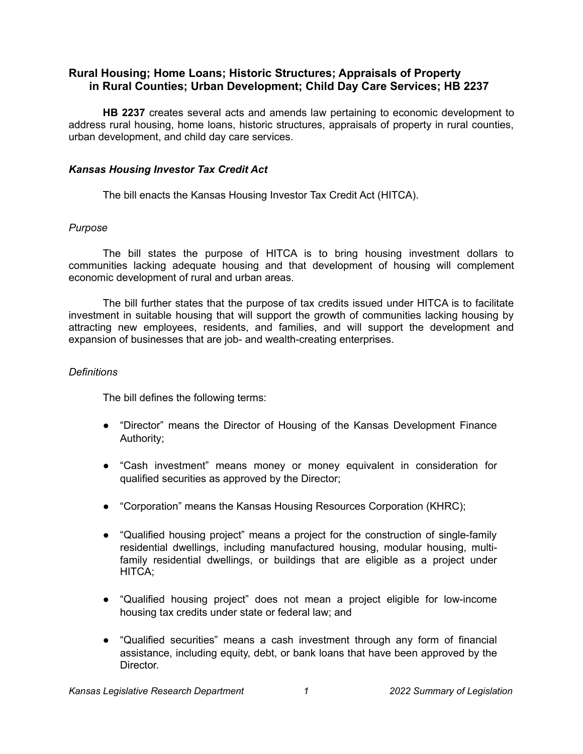# Rural Housing; Home Loans; Historic Structures; Appraisals of Property in Rural Counties; Urban Development; Child Day Care Services; HB 2237

**HB 2237** creates several acts and amends law pertaining to economic development to address rural housing, home loans, historic structures, appraisals of property in rural counties, urban development, and child day care services.

## *Kansas Housing Investor Tax Credit Act*

The bill enacts the Kansas Housing Investor Tax Credit Act (HITCA).

### *Purpose*

The bill states the purpose of HITCA is to bring housing investment dollars to communities lacking adequate housing and that development of housing will complement economic development of rural and urban areas.

The bill further states that the purpose of tax credits issued under HITCA is to facilitate investment in suitable housing that will support the growth of communities lacking housing by attracting new employees, residents, and families, and will support the development and expansion of businesses that are job- and wealth-creating enterprises.

### *Definitions*

The bill defines the following terms:

- "Director" means the Director of Housing of the Kansas Development Finance Authority;
- "Cash investment" means money or money equivalent in consideration for qualified securities as approved by the Director;
- "Corporation" means the Kansas Housing Resources Corporation (KHRC);
- "Qualified housing project" means a project for the construction of single-family residential dwellings, including manufactured housing, modular housing, multi-family residential dwellings, or buildings that are eligible as a project under HITCA;
- "Qualified housing project" does not mean a project eligible for low-income housing tax credits under state or federal law; and
- "Qualified securities" means a cash investment through any form of financial assistance, including equity, debt, or bank loans that have been approved by the Director.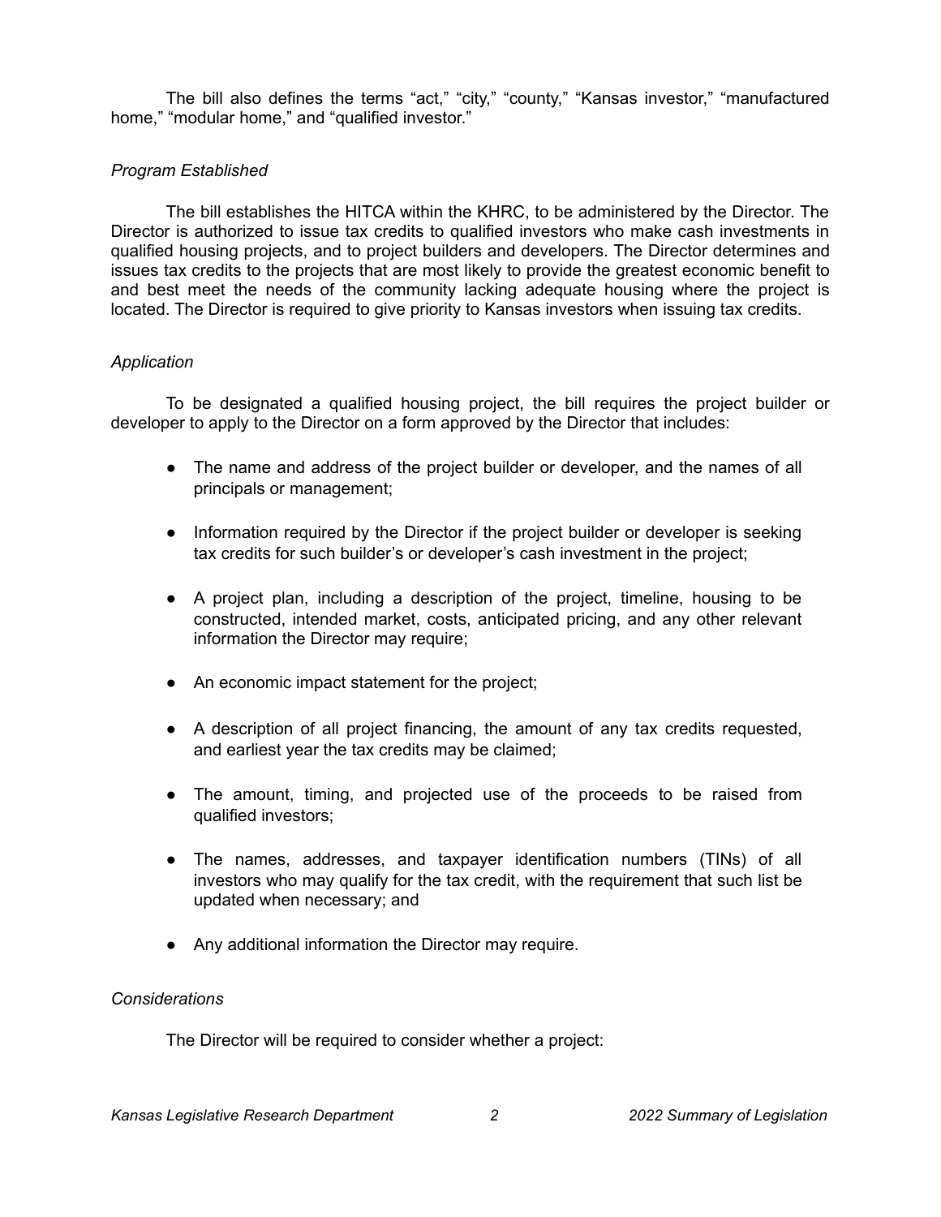The bill also defines the terms “act,” “city,” “county,” “Kansas investor,” “manufactured home,” “modular home,” and “qualified investor.”

*Program Established*

The bill establishes the HITCA within the KHRC, to be administered by the Director. The Director is authorized to issue tax credits to qualified investors who make cash investments in qualified housing projects, and to project builders and developers. The Director determines and issues tax credits to the projects that are most likely to provide the greatest economic benefit to and best meet the needs of the community lacking adequate housing where the project is located. The Director is required to give priority to Kansas investors when issuing tax credits.

*Application*

To be designated a qualified housing project, the bill requires the project builder or developer to apply to the Director on a form approved by the Director that includes:

- The name and address of the project builder or developer, and the names of all principals or management;
- Information required by the Director if the project builder or developer is seeking tax credits for such builder’s or developer’s cash investment in the project;
- A project plan, including a description of the project, timeline, housing to be constructed, intended market, costs, anticipated pricing, and any other relevant information the Director may require;
- An economic impact statement for the project;
- A description of all project financing, the amount of any tax credits requested, and earliest year the tax credits may be claimed;
- The amount, timing, and projected use of the proceeds to be raised from qualified investors;
- The names, addresses, and taxpayer identification numbers (TINs) of all investors who may qualify for the tax credit, with the requirement that such list be updated when necessary; and
- Any additional information the Director may require.

*Considerations*

The Director will be required to consider whether a project: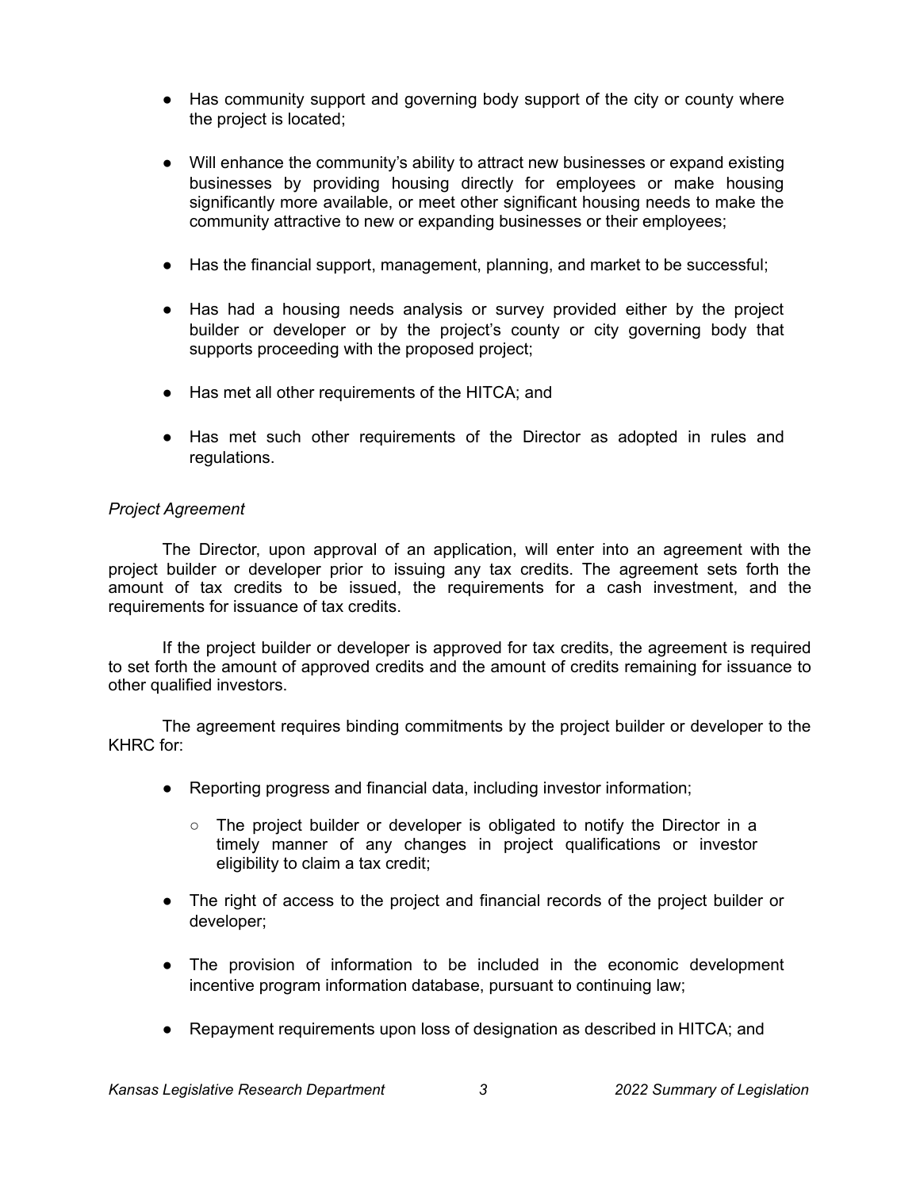- Has community support and governing body support of the city or county where the project is located;
- Will enhance the community's ability to attract new businesses or expand existing businesses by providing housing directly for employees or make housing significantly more available, or meet other significant housing needs to make the community attractive to new or expanding businesses or their employees;
- Has the financial support, management, planning, and market to be successful;
- Has had a housing needs analysis or survey provided either by the project builder or developer or by the project's county or city governing body that supports proceeding with the proposed project;
- Has met all other requirements of the HITCA; and
- Has met such other requirements of the Director as adopted in rules and regulations.

*Project Agreement*

The Director, upon approval of an application, will enter into an agreement with the project builder or developer prior to issuing any tax credits. The agreement sets forth the amount of tax credits to be issued, the requirements for a cash investment, and the requirements for issuance of tax credits.

If the project builder or developer is approved for tax credits, the agreement is required to set forth the amount of approved credits and the amount of credits remaining for issuance to other qualified investors.

The agreement requires binding commitments by the project builder or developer to the KHRC for:

- Reporting progress and financial data, including investor information;
  - The project builder or developer is obligated to notify the Director in a timely manner of any changes in project qualifications or investor eligibility to claim a tax credit;
- The right of access to the project and financial records of the project builder or developer;
- The provision of information to be included in the economic development incentive program information database, pursuant to continuing law;
- Repayment requirements upon loss of designation as described in HITCA; and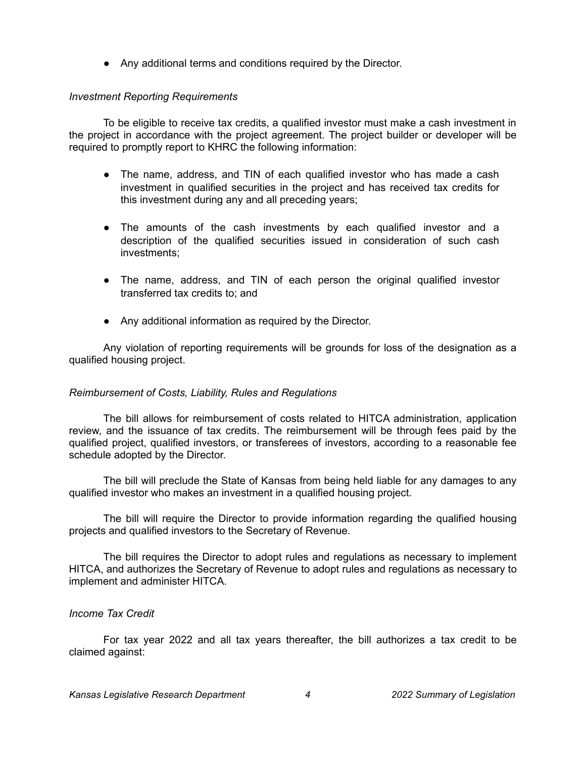- Any additional terms and conditions required by the Director.

*Investment Reporting Requirements*

To be eligible to receive tax credits, a qualified investor must make a cash investment in the project in accordance with the project agreement. The project builder or developer will be required to promptly report to KHRC the following information:

- The name, address, and TIN of each qualified investor who has made a cash investment in qualified securities in the project and has received tax credits for this investment during any and all preceding years;
- The amounts of the cash investments by each qualified investor and a description of the qualified securities issued in consideration of such cash investments;
- The name, address, and TIN of each person the original qualified investor transferred tax credits to; and
- Any additional information as required by the Director.

Any violation of reporting requirements will be grounds for loss of the designation as a qualified housing project.

*Reimbursement of Costs, Liability, Rules and Regulations*

The bill allows for reimbursement of costs related to HITCA administration, application review, and the issuance of tax credits. The reimbursement will be through fees paid by the qualified project, qualified investors, or transferees of investors, according to a reasonable fee schedule adopted by the Director.

The bill will preclude the State of Kansas from being held liable for any damages to any qualified investor who makes an investment in a qualified housing project.

The bill will require the Director to provide information regarding the qualified housing projects and qualified investors to the Secretary of Revenue.

The bill requires the Director to adopt rules and regulations as necessary to implement HITCA, and authorizes the Secretary of Revenue to adopt rules and regulations as necessary to implement and administer HITCA.

*Income Tax Credit*

For tax year 2022 and all tax years thereafter, the bill authorizes a tax credit to be claimed against: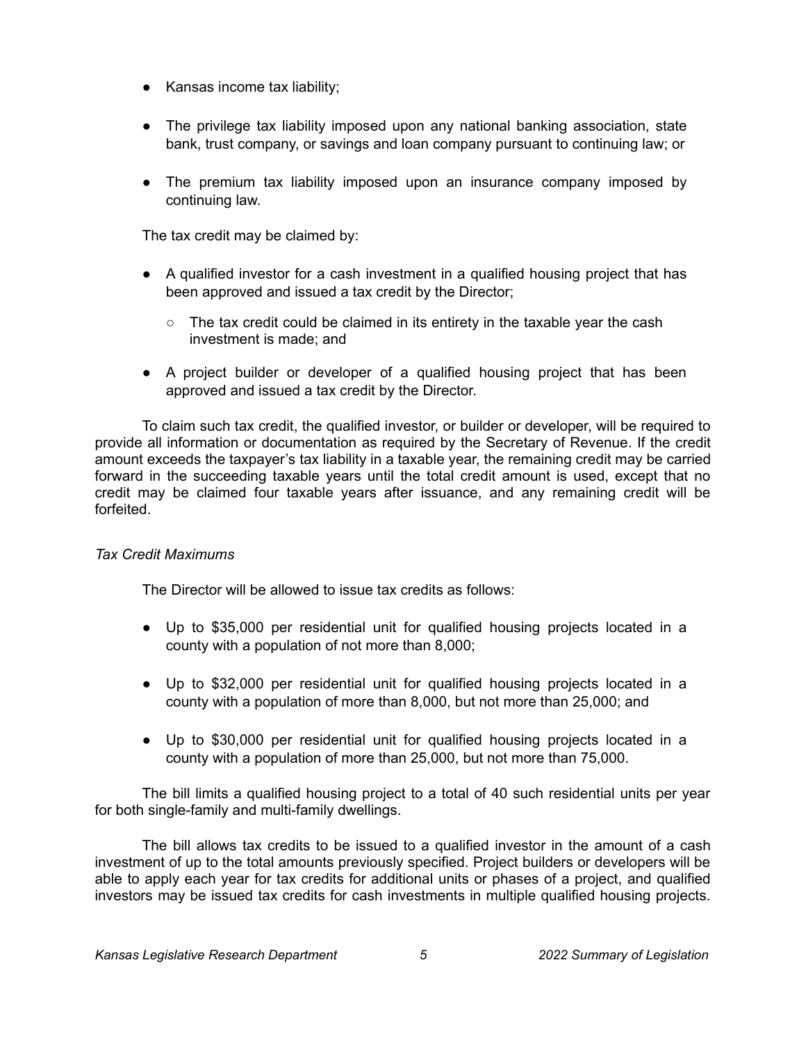- Kansas income tax liability;
- The privilege tax liability imposed upon any national banking association, state bank, trust company, or savings and loan company pursuant to continuing law; or
- The premium tax liability imposed upon an insurance company imposed by continuing law.

The tax credit may be claimed by:

- A qualified investor for a cash investment in a qualified housing project that has been approved and issued a tax credit by the Director;
  - The tax credit could be claimed in its entirety in the taxable year the cash investment is made; and
- A project builder or developer of a qualified housing project that has been approved and issued a tax credit by the Director.

To claim such tax credit, the qualified investor, or builder or developer, will be required to provide all information or documentation as required by the Secretary of Revenue. If the credit amount exceeds the taxpayer's tax liability in a taxable year, the remaining credit may be carried forward in the succeeding taxable years until the total credit amount is used, except that no credit may be claimed four taxable years after issuance, and any remaining credit will be forfeited.

*Tax Credit Maximums*

The Director will be allowed to issue tax credits as follows:

- Up to $35,000 per residential unit for qualified housing projects located in a county with a population of not more than 8,000;
- Up to $32,000 per residential unit for qualified housing projects located in a county with a population of more than 8,000, but not more than 25,000; and
- Up to $30,000 per residential unit for qualified housing projects located in a county with a population of more than 25,000, but not more than 75,000.

The bill limits a qualified housing project to a total of 40 such residential units per year for both single-family and multi-family dwellings.

The bill allows tax credits to be issued to a qualified investor in the amount of a cash investment of up to the total amounts previously specified. Project builders or developers will be able to apply each year for tax credits for additional units or phases of a project, and qualified investors may be issued tax credits for cash investments in multiple qualified housing projects.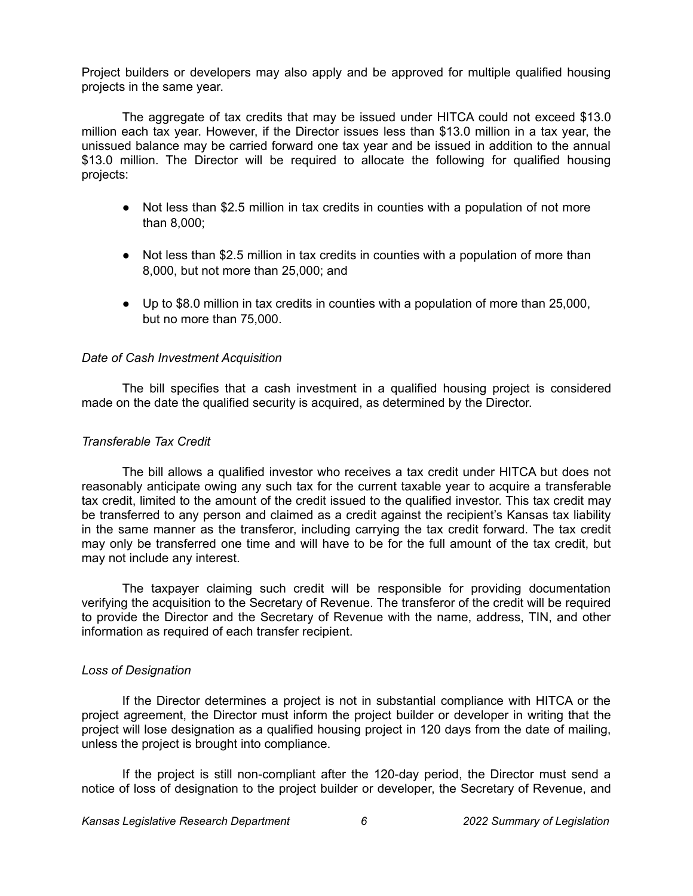Project builders or developers may also apply and be approved for multiple qualified housing projects in the same year.

The aggregate of tax credits that may be issued under HITCA could not exceed $13.0 million each tax year. However, if the Director issues less than $13.0 million in a tax year, the unissued balance may be carried forward one tax year and be issued in addition to the annual $13.0 million. The Director will be required to allocate the following for qualified housing projects:

- Not less than $2.5 million in tax credits in counties with a population of not more than 8,000;
- Not less than $2.5 million in tax credits in counties with a population of more than 8,000, but not more than 25,000; and
- Up to $8.0 million in tax credits in counties with a population of more than 25,000, but no more than 75,000.

*Date of Cash Investment Acquisition*

The bill specifies that a cash investment in a qualified housing project is considered made on the date the qualified security is acquired, as determined by the Director.

*Transferable Tax Credit*

The bill allows a qualified investor who receives a tax credit under HITCA but does not reasonably anticipate owing any such tax for the current taxable year to acquire a transferable tax credit, limited to the amount of the credit issued to the qualified investor. This tax credit may be transferred to any person and claimed as a credit against the recipient's Kansas tax liability in the same manner as the transferor, including carrying the tax credit forward. The tax credit may only be transferred one time and will have to be for the full amount of the tax credit, but may not include any interest.

The taxpayer claiming such credit will be responsible for providing documentation verifying the acquisition to the Secretary of Revenue. The transferor of the credit will be required to provide the Director and the Secretary of Revenue with the name, address, TIN, and other information as required of each transfer recipient.

*Loss of Designation*

If the Director determines a project is not in substantial compliance with HITCA or the project agreement, the Director must inform the project builder or developer in writing that the project will lose designation as a qualified housing project in 120 days from the date of mailing, unless the project is brought into compliance.

If the project is still non-compliant after the 120-day period, the Director must send a notice of loss of designation to the project builder or developer, the Secretary of Revenue, and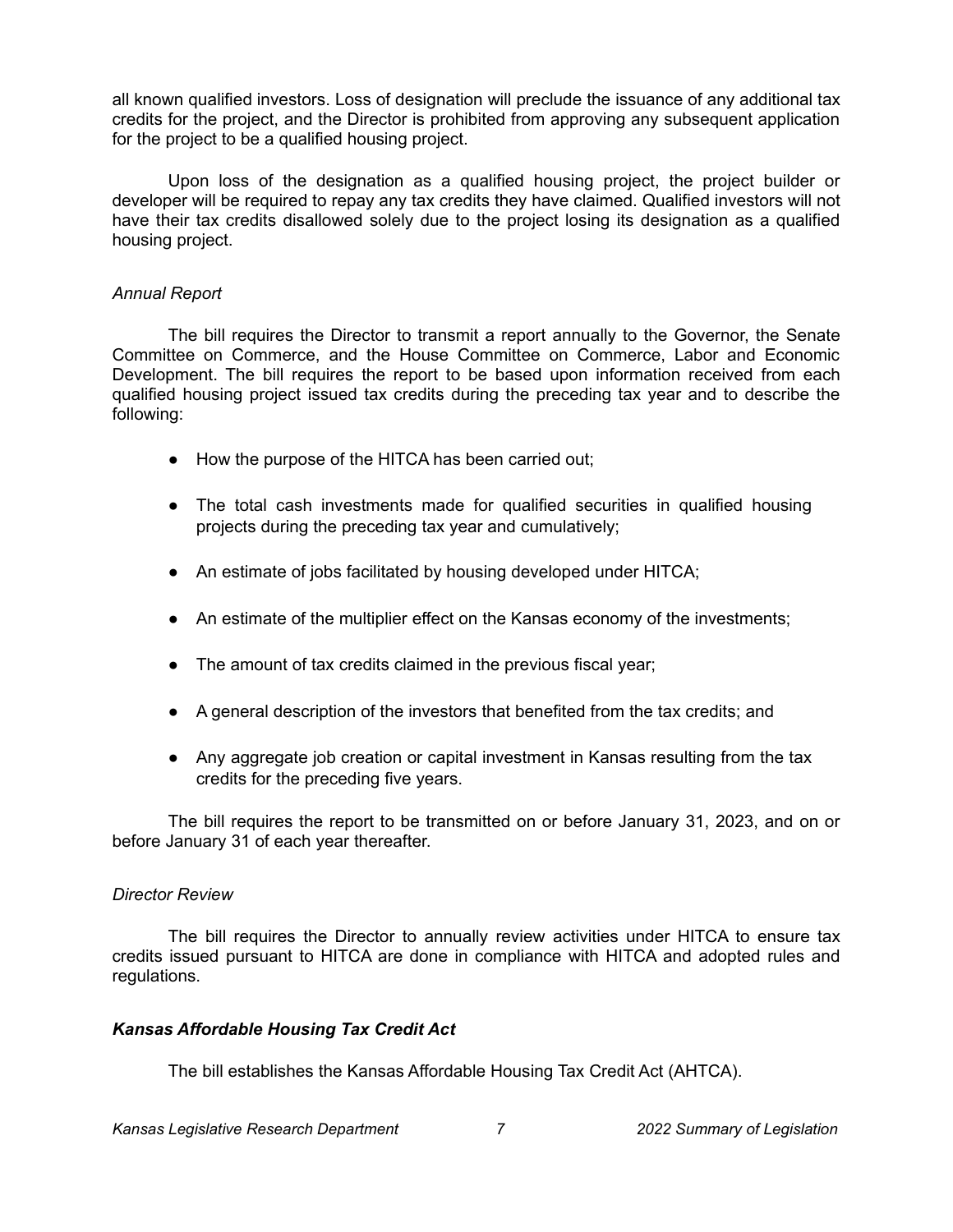all known qualified investors. Loss of designation will preclude the issuance of any additional tax credits for the project, and the Director is prohibited from approving any subsequent application for the project to be a qualified housing project.

Upon loss of the designation as a qualified housing project, the project builder or developer will be required to repay any tax credits they have claimed. Qualified investors will not have their tax credits disallowed solely due to the project losing its designation as a qualified housing project.

*Annual Report*

The bill requires the Director to transmit a report annually to the Governor, the Senate Committee on Commerce, and the House Committee on Commerce, Labor and Economic Development. The bill requires the report to be based upon information received from each qualified housing project issued tax credits during the preceding tax year and to describe the following:

- How the purpose of the HITCA has been carried out;
- The total cash investments made for qualified securities in qualified housing projects during the preceding tax year and cumulatively;
- An estimate of jobs facilitated by housing developed under HITCA;
- An estimate of the multiplier effect on the Kansas economy of the investments;
- The amount of tax credits claimed in the previous fiscal year;
- A general description of the investors that benefited from the tax credits; and
- Any aggregate job creation or capital investment in Kansas resulting from the tax credits for the preceding five years.

The bill requires the report to be transmitted on or before January 31, 2023, and on or before January 31 of each year thereafter.

*Director Review*

The bill requires the Director to annually review activities under HITCA to ensure tax credits issued pursuant to HITCA are done in compliance with HITCA and adopted rules and regulations.

***Kansas Affordable Housing Tax Credit Act***

The bill establishes the Kansas Affordable Housing Tax Credit Act (AHTCA).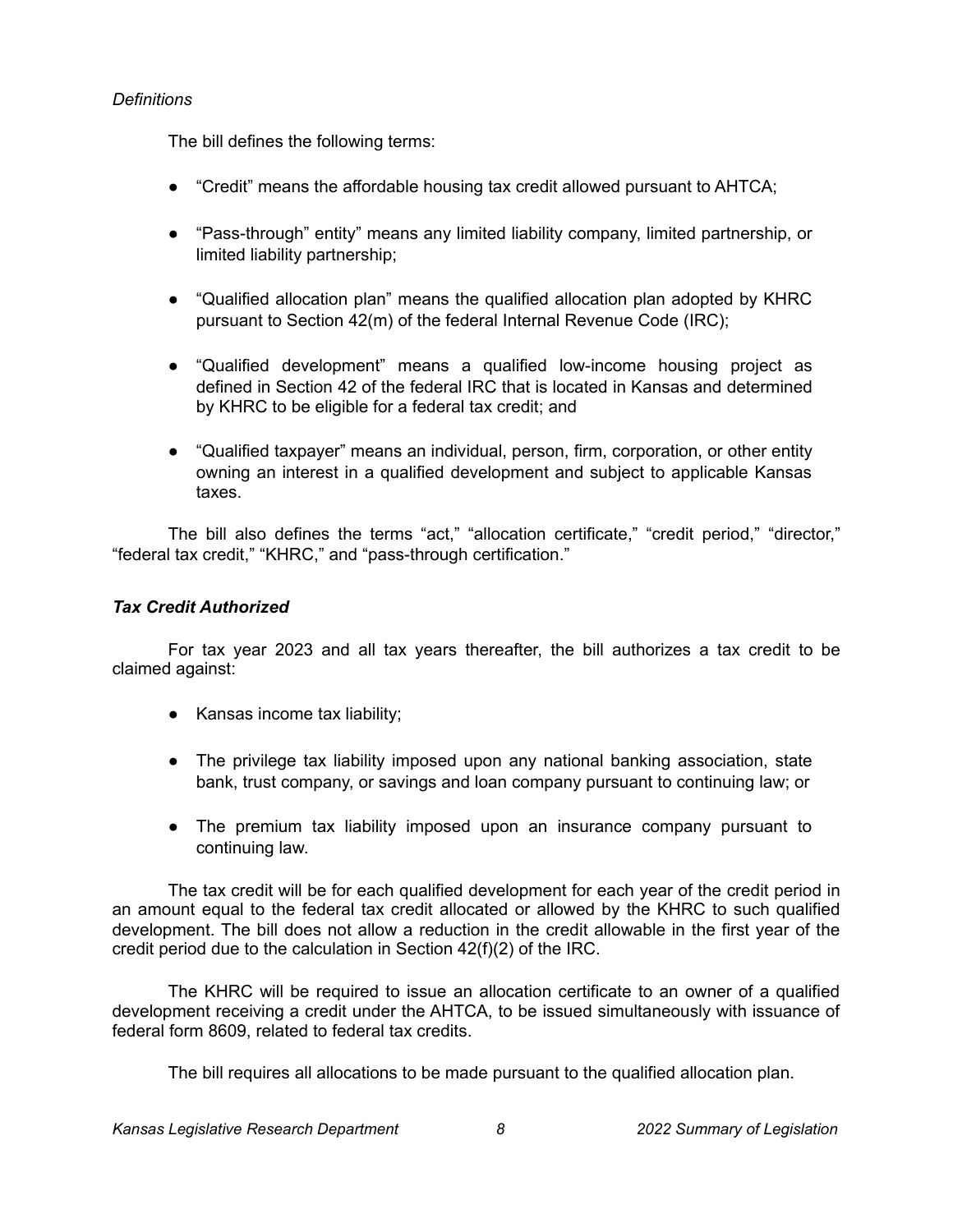*Definitions*

The bill defines the following terms:

- "Credit" means the affordable housing tax credit allowed pursuant to AHTCA;
- "Pass-through" entity" means any limited liability company, limited partnership, or limited liability partnership;
- "Qualified allocation plan" means the qualified allocation plan adopted by KHRC pursuant to Section 42(m) of the federal Internal Revenue Code (IRC);
- "Qualified development" means a qualified low-income housing project as defined in Section 42 of the federal IRC that is located in Kansas and determined by KHRC to be eligible for a federal tax credit; and
- "Qualified taxpayer" means an individual, person, firm, corporation, or other entity owning an interest in a qualified development and subject to applicable Kansas taxes.

The bill also defines the terms "act," "allocation certificate," "credit period," "director," "federal tax credit," "KHRC," and "pass-through certification."

***Tax Credit Authorized***

For tax year 2023 and all tax years thereafter, the bill authorizes a tax credit to be claimed against:

- Kansas income tax liability;
- The privilege tax liability imposed upon any national banking association, state bank, trust company, or savings and loan company pursuant to continuing law; or
- The premium tax liability imposed upon an insurance company pursuant to continuing law.

The tax credit will be for each qualified development for each year of the credit period in an amount equal to the federal tax credit allocated or allowed by the KHRC to such qualified development. The bill does not allow a reduction in the credit allowable in the first year of the credit period due to the calculation in Section 42(f)(2) of the IRC.

The KHRC will be required to issue an allocation certificate to an owner of a qualified development receiving a credit under the AHTCA, to be issued simultaneously with issuance of federal form 8609, related to federal tax credits.

The bill requires all allocations to be made pursuant to the qualified allocation plan.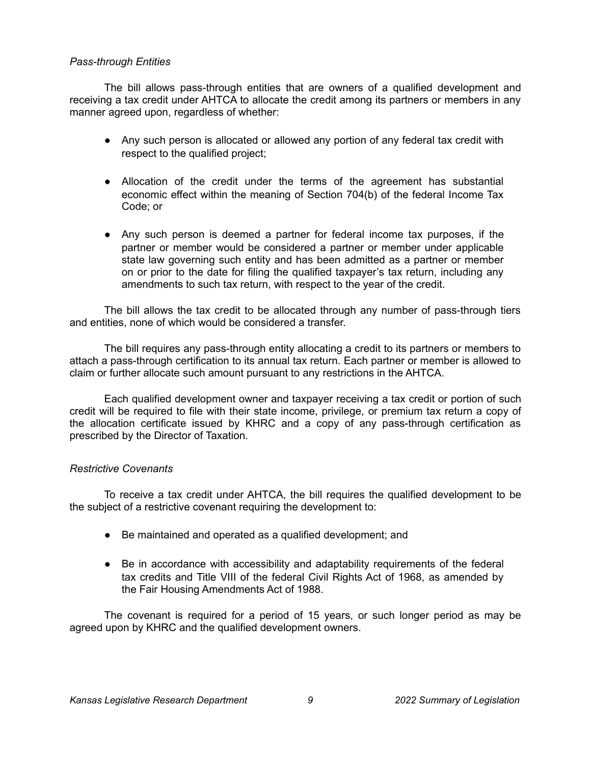*Pass-through Entities*

The bill allows pass-through entities that are owners of a qualified development and receiving a tax credit under AHTCA to allocate the credit among its partners or members in any manner agreed upon, regardless of whether:

- Any such person is allocated or allowed any portion of any federal tax credit with respect to the qualified project;
- Allocation of the credit under the terms of the agreement has substantial economic effect within the meaning of Section 704(b) of the federal Income Tax Code; or
- Any such person is deemed a partner for federal income tax purposes, if the partner or member would be considered a partner or member under applicable state law governing such entity and has been admitted as a partner or member on or prior to the date for filing the qualified taxpayer's tax return, including any amendments to such tax return, with respect to the year of the credit.

The bill allows the tax credit to be allocated through any number of pass-through tiers and entities, none of which would be considered a transfer.

The bill requires any pass-through entity allocating a credit to its partners or members to attach a pass-through certification to its annual tax return. Each partner or member is allowed to claim or further allocate such amount pursuant to any restrictions in the AHTCA.

Each qualified development owner and taxpayer receiving a tax credit or portion of such credit will be required to file with their state income, privilege, or premium tax return a copy of the allocation certificate issued by KHRC and a copy of any pass-through certification as prescribed by the Director of Taxation.

*Restrictive Covenants*

To receive a tax credit under AHTCA, the bill requires the qualified development to be the subject of a restrictive covenant requiring the development to:

- Be maintained and operated as a qualified development; and
- Be in accordance with accessibility and adaptability requirements of the federal tax credits and Title VIII of the federal Civil Rights Act of 1968, as amended by the Fair Housing Amendments Act of 1988.

The covenant is required for a period of 15 years, or such longer period as may be agreed upon by KHRC and the qualified development owners.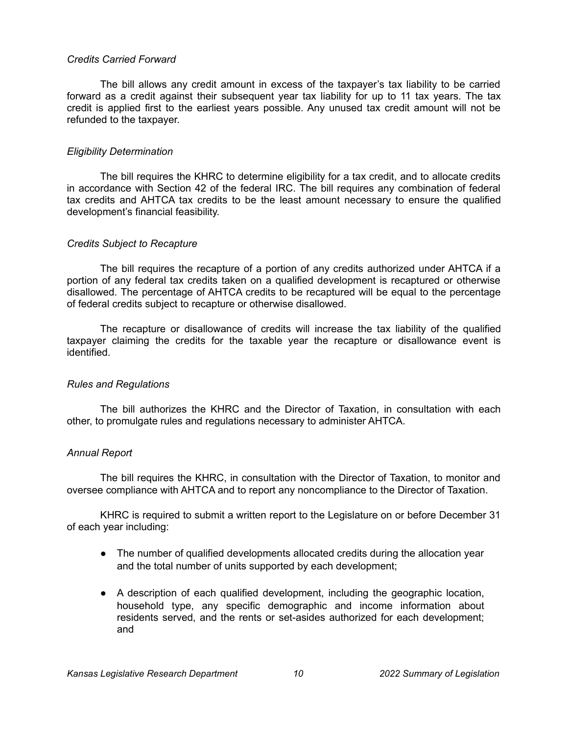*Credits Carried Forward*

The bill allows any credit amount in excess of the taxpayer's tax liability to be carried forward as a credit against their subsequent year tax liability for up to 11 tax years. The tax credit is applied first to the earliest years possible. Any unused tax credit amount will not be refunded to the taxpayer.

*Eligibility Determination*

The bill requires the KHRC to determine eligibility for a tax credit, and to allocate credits in accordance with Section 42 of the federal IRC. The bill requires any combination of federal tax credits and AHTCA tax credits to be the least amount necessary to ensure the qualified development's financial feasibility.

*Credits Subject to Recapture*

The bill requires the recapture of a portion of any credits authorized under AHTCA if a portion of any federal tax credits taken on a qualified development is recaptured or otherwise disallowed. The percentage of AHTCA credits to be recaptured will be equal to the percentage of federal credits subject to recapture or otherwise disallowed.

The recapture or disallowance of credits will increase the tax liability of the qualified taxpayer claiming the credits for the taxable year the recapture or disallowance event is identified.

*Rules and Regulations*

The bill authorizes the KHRC and the Director of Taxation, in consultation with each other, to promulgate rules and regulations necessary to administer AHTCA.

*Annual Report*

The bill requires the KHRC, in consultation with the Director of Taxation, to monitor and oversee compliance with AHTCA and to report any noncompliance to the Director of Taxation.

KHRC is required to submit a written report to the Legislature on or before December 31 of each year including:

- The number of qualified developments allocated credits during the allocation year and the total number of units supported by each development;
- A description of each qualified development, including the geographic location, household type, any specific demographic and income information about residents served, and the rents or set-asides authorized for each development; and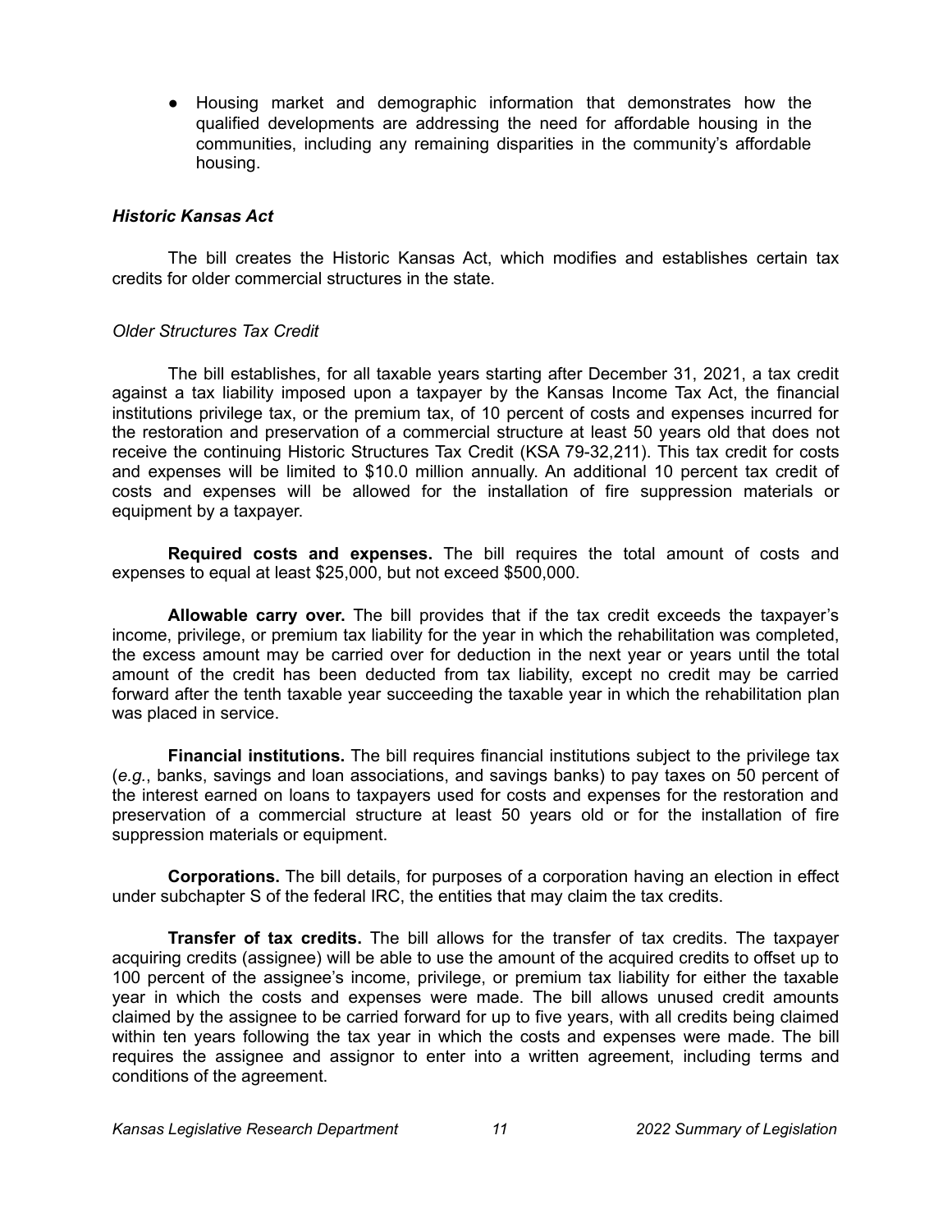- Housing market and demographic information that demonstrates how the qualified developments are addressing the need for affordable housing in the communities, including any remaining disparities in the community's affordable housing.

### *Historic Kansas Act*

The bill creates the Historic Kansas Act, which modifies and establishes certain tax credits for older commercial structures in the state.

#### *Older Structures Tax Credit*

The bill establishes, for all taxable years starting after December 31, 2021, a tax credit against a tax liability imposed upon a taxpayer by the Kansas Income Tax Act, the financial institutions privilege tax, or the premium tax, of 10 percent of costs and expenses incurred for the restoration and preservation of a commercial structure at least 50 years old that does not receive the continuing Historic Structures Tax Credit (KSA 79-32,211). This tax credit for costs and expenses will be limited to $10.0 million annually. An additional 10 percent tax credit of costs and expenses will be allowed for the installation of fire suppression materials or equipment by a taxpayer.

**Required costs and expenses.** The bill requires the total amount of costs and expenses to equal at least $25,000, but not exceed $500,000.

**Allowable carry over.** The bill provides that if the tax credit exceeds the taxpayer's income, privilege, or premium tax liability for the year in which the rehabilitation was completed, the excess amount may be carried over for deduction in the next year or years until the total amount of the credit has been deducted from tax liability, except no credit may be carried forward after the tenth taxable year succeeding the taxable year in which the rehabilitation plan was placed in service.

**Financial institutions.** The bill requires financial institutions subject to the privilege tax (*e.g.*, banks, savings and loan associations, and savings banks) to pay taxes on 50 percent of the interest earned on loans to taxpayers used for costs and expenses for the restoration and preservation of a commercial structure at least 50 years old or for the installation of fire suppression materials or equipment.

**Corporations.** The bill details, for purposes of a corporation having an election in effect under subchapter S of the federal IRC, the entities that may claim the tax credits.

**Transfer of tax credits.** The bill allows for the transfer of tax credits. The taxpayer acquiring credits (assignee) will be able to use the amount of the acquired credits to offset up to 100 percent of the assignee's income, privilege, or premium tax liability for either the taxable year in which the costs and expenses were made. The bill allows unused credit amounts claimed by the assignee to be carried forward for up to five years, with all credits being claimed within ten years following the tax year in which the costs and expenses were made. The bill requires the assignee and assignor to enter into a written agreement, including terms and conditions of the agreement.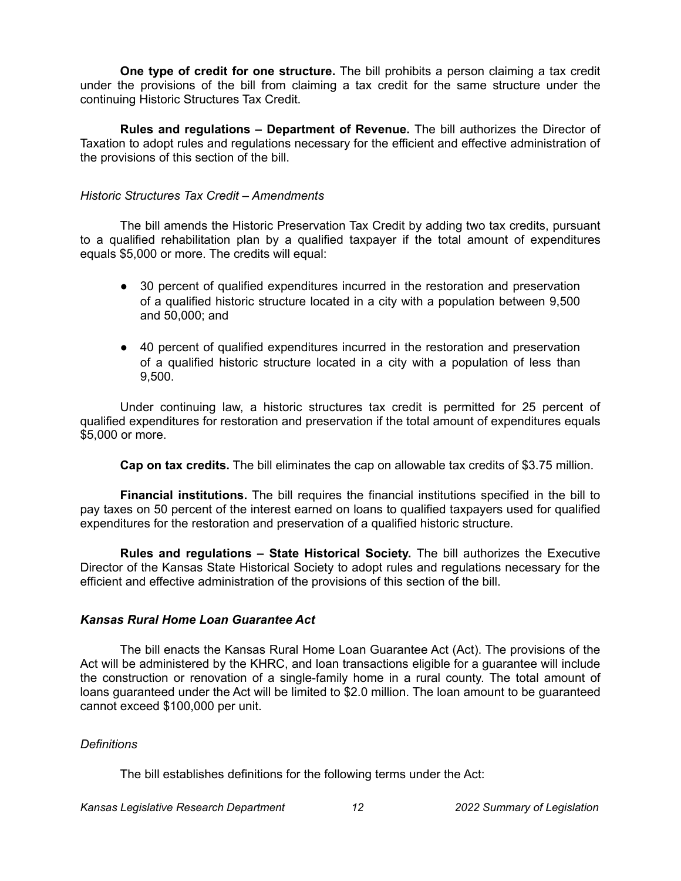**One type of credit for one structure.** The bill prohibits a person claiming a tax credit under the provisions of the bill from claiming a tax credit for the same structure under the continuing Historic Structures Tax Credit.

**Rules and regulations – Department of Revenue.** The bill authorizes the Director of Taxation to adopt rules and regulations necessary for the efficient and effective administration of the provisions of this section of the bill.

*Historic Structures Tax Credit – Amendments*

The bill amends the Historic Preservation Tax Credit by adding two tax credits, pursuant to a qualified rehabilitation plan by a qualified taxpayer if the total amount of expenditures equals $5,000 or more. The credits will equal:

- 30 percent of qualified expenditures incurred in the restoration and preservation of a qualified historic structure located in a city with a population between 9,500 and 50,000; and
- 40 percent of qualified expenditures incurred in the restoration and preservation of a qualified historic structure located in a city with a population of less than 9,500.

Under continuing law, a historic structures tax credit is permitted for 25 percent of qualified expenditures for restoration and preservation if the total amount of expenditures equals $5,000 or more.

**Cap on tax credits.** The bill eliminates the cap on allowable tax credits of $3.75 million.

**Financial institutions.** The bill requires the financial institutions specified in the bill to pay taxes on 50 percent of the interest earned on loans to qualified taxpayers used for qualified expenditures for the restoration and preservation of a qualified historic structure.

**Rules and regulations – State Historical Society.** The bill authorizes the Executive Director of the Kansas State Historical Society to adopt rules and regulations necessary for the efficient and effective administration of the provisions of this section of the bill.

***Kansas Rural Home Loan Guarantee Act***

The bill enacts the Kansas Rural Home Loan Guarantee Act (Act). The provisions of the Act will be administered by the KHRC, and loan transactions eligible for a guarantee will include the construction or renovation of a single-family home in a rural county. The total amount of loans guaranteed under the Act will be limited to $2.0 million. The loan amount to be guaranteed cannot exceed $100,000 per unit.

*Definitions*

The bill establishes definitions for the following terms under the Act: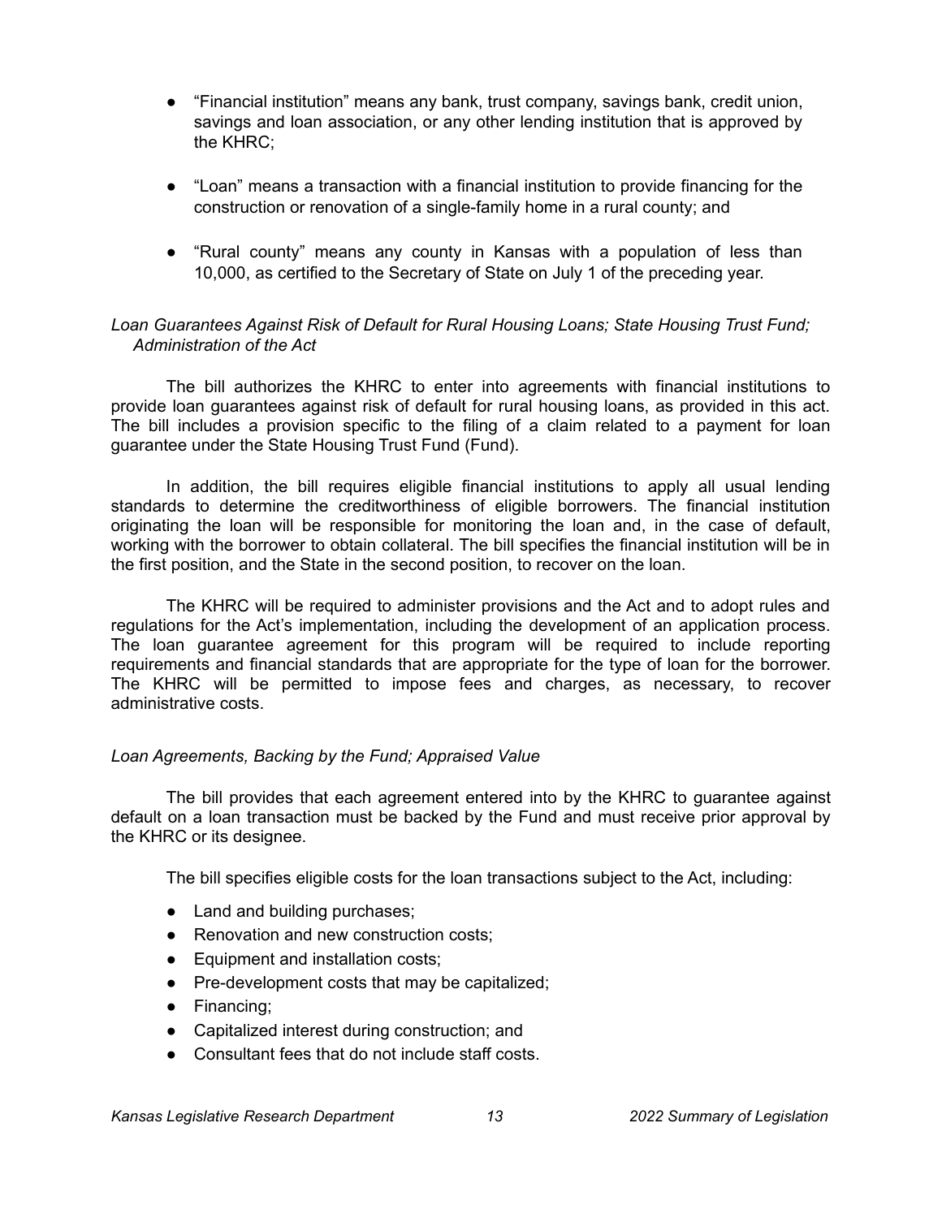- "Financial institution" means any bank, trust company, savings bank, credit union, savings and loan association, or any other lending institution that is approved by the KHRC;

- "Loan" means a transaction with a financial institution to provide financing for the construction or renovation of a single-family home in a rural county; and

- "Rural county" means any county in Kansas with a population of less than 10,000, as certified to the Secretary of State on July 1 of the preceding year.

*Loan Guarantees Against Risk of Default for Rural Housing Loans; State Housing Trust Fund; Administration of the Act*

The bill authorizes the KHRC to enter into agreements with financial institutions to provide loan guarantees against risk of default for rural housing loans, as provided in this act. The bill includes a provision specific to the filing of a claim related to a payment for loan guarantee under the State Housing Trust Fund (Fund).

In addition, the bill requires eligible financial institutions to apply all usual lending standards to determine the creditworthiness of eligible borrowers. The financial institution originating the loan will be responsible for monitoring the loan and, in the case of default, working with the borrower to obtain collateral. The bill specifies the financial institution will be in the first position, and the State in the second position, to recover on the loan.

The KHRC will be required to administer provisions and the Act and to adopt rules and regulations for the Act's implementation, including the development of an application process. The loan guarantee agreement for this program will be required to include reporting requirements and financial standards that are appropriate for the type of loan for the borrower. The KHRC will be permitted to impose fees and charges, as necessary, to recover administrative costs.

*Loan Agreements, Backing by the Fund; Appraised Value*

The bill provides that each agreement entered into by the KHRC to guarantee against default on a loan transaction must be backed by the Fund and must receive prior approval by the KHRC or its designee.

The bill specifies eligible costs for the loan transactions subject to the Act, including:

- Land and building purchases;
- Renovation and new construction costs;
- Equipment and installation costs;
- Pre-development costs that may be capitalized;
- Financing;
- Capitalized interest during construction; and
- Consultant fees that do not include staff costs.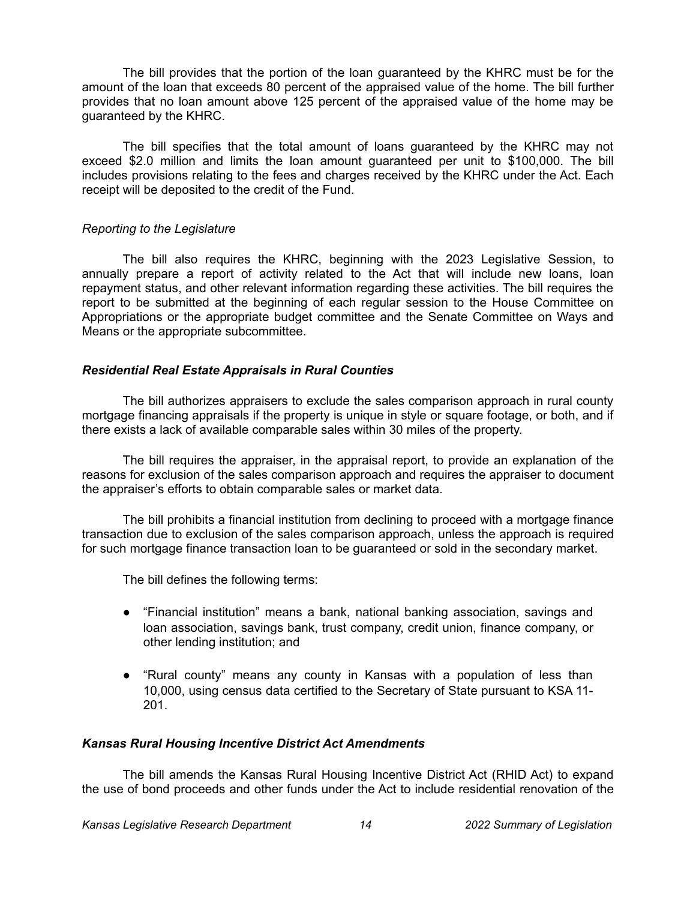The bill provides that the portion of the loan guaranteed by the KHRC must be for the amount of the loan that exceeds 80 percent of the appraised value of the home. The bill further provides that no loan amount above 125 percent of the appraised value of the home may be guaranteed by the KHRC.

The bill specifies that the total amount of loans guaranteed by the KHRC may not exceed $2.0 million and limits the loan amount guaranteed per unit to $100,000. The bill includes provisions relating to the fees and charges received by the KHRC under the Act. Each receipt will be deposited to the credit of the Fund.

*Reporting to the Legislature*

The bill also requires the KHRC, beginning with the 2023 Legislative Session, to annually prepare a report of activity related to the Act that will include new loans, loan repayment status, and other relevant information regarding these activities. The bill requires the report to be submitted at the beginning of each regular session to the House Committee on Appropriations or the appropriate budget committee and the Senate Committee on Ways and Means or the appropriate subcommittee.

### ***Residential Real Estate Appraisals in Rural Counties***

The bill authorizes appraisers to exclude the sales comparison approach in rural county mortgage financing appraisals if the property is unique in style or square footage, or both, and if there exists a lack of available comparable sales within 30 miles of the property.

The bill requires the appraiser, in the appraisal report, to provide an explanation of the reasons for exclusion of the sales comparison approach and requires the appraiser to document the appraiser's efforts to obtain comparable sales or market data.

The bill prohibits a financial institution from declining to proceed with a mortgage finance transaction due to exclusion of the sales comparison approach, unless the approach is required for such mortgage finance transaction loan to be guaranteed or sold in the secondary market.

The bill defines the following terms:

- "Financial institution" means a bank, national banking association, savings and loan association, savings bank, trust company, credit union, finance company, or other lending institution; and
- "Rural county" means any county in Kansas with a population of less than 10,000, using census data certified to the Secretary of State pursuant to KSA 11-201.

### ***Kansas Rural Housing Incentive District Act Amendments***

The bill amends the Kansas Rural Housing Incentive District Act (RHID Act) to expand the use of bond proceeds and other funds under the Act to include residential renovation of the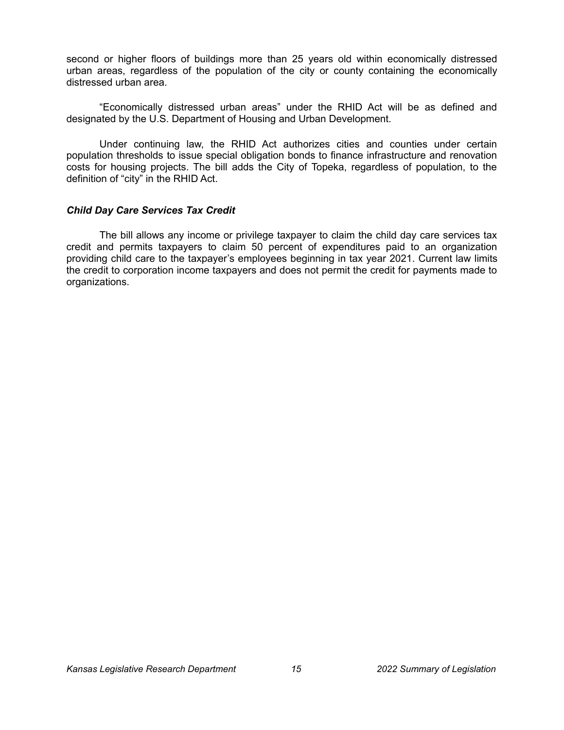second or higher floors of buildings more than 25 years old within economically distressed urban areas, regardless of the population of the city or county containing the economically distressed urban area.

"Economically distressed urban areas" under the RHID Act will be as defined and designated by the U.S. Department of Housing and Urban Development.

Under continuing law, the RHID Act authorizes cities and counties under certain population thresholds to issue special obligation bonds to finance infrastructure and renovation costs for housing projects. The bill adds the City of Topeka, regardless of population, to the definition of "city" in the RHID Act.

***Child Day Care Services Tax Credit***

The bill allows any income or privilege taxpayer to claim the child day care services tax credit and permits taxpayers to claim 50 percent of expenditures paid to an organization providing child care to the taxpayer's employees beginning in tax year 2021. Current law limits the credit to corporation income taxpayers and does not permit the credit for payments made to organizations.